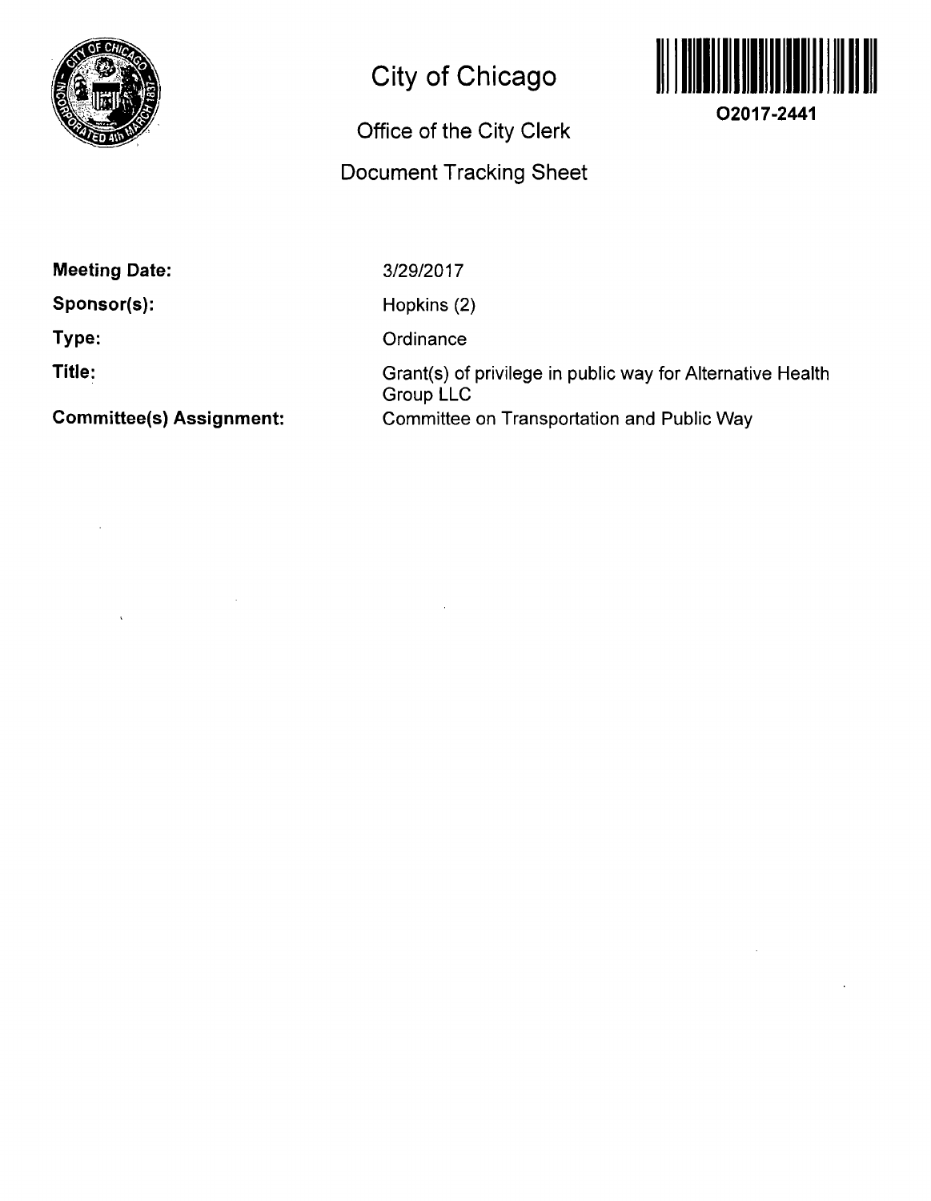# City of Chicago

## Office of the City Clerk

## Document Tracking Sheet

O2017-2441

**Meeting Date:** 3/29/2017

**Sponsor(s):** Hopkins (2)

**Type:** Ordinance

**Title:** Grant(s) of privilege in public way for Alternative Health Group LLC

**Committee(s) Assignment:** Committee on Transportation and Public Way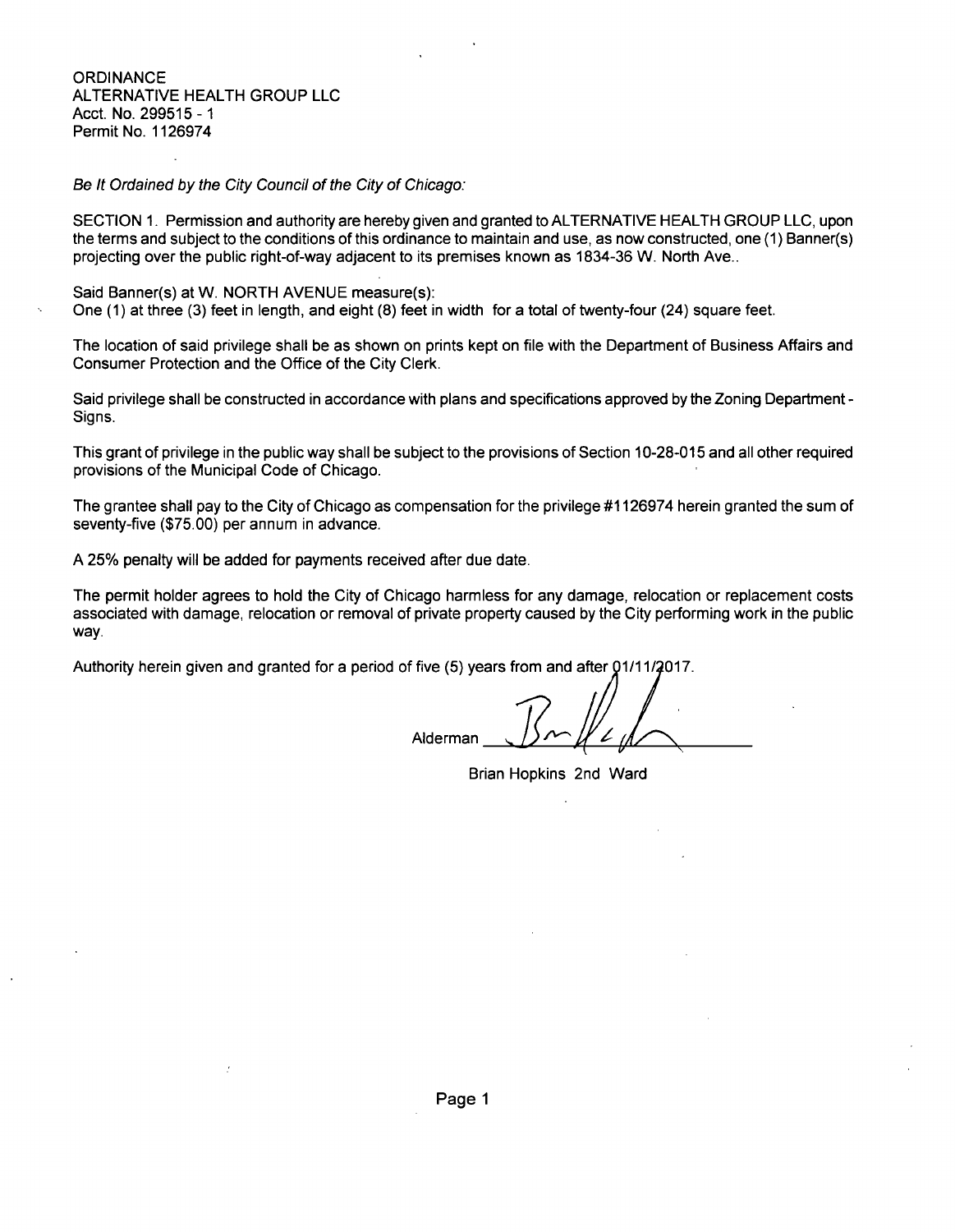ORDINANCE
ALTERNATIVE HEALTH GROUP LLC
Acct. No. 299515 - 1
Permit No. 1126974

*Be It Ordained by the City Council of the City of Chicago:*

SECTION 1. Permission and authority are hereby given and granted to ALTERNATIVE HEALTH GROUP LLC, upon the terms and subject to the conditions of this ordinance to maintain and use, as now constructed, one (1) Banner(s) projecting over the public right-of-way adjacent to its premises known as 1834-36 W. North Ave..

Said Banner(s) at W. NORTH AVENUE measure(s):
One (1) at three (3) feet in length, and eight (8) feet in width for a total of twenty-four (24) square feet.

The location of said privilege shall be as shown on prints kept on file with the Department of Business Affairs and Consumer Protection and the Office of the City Clerk.

Said privilege shall be constructed in accordance with plans and specifications approved by the Zoning Department - Signs.

This grant of privilege in the public way shall be subject to the provisions of Section 10-28-015 and all other required provisions of the Municipal Code of Chicago.

The grantee shall pay to the City of Chicago as compensation for the privilege #1126974 herein granted the sum of seventy-five ($75.00) per annum in advance.

A 25% penalty will be added for payments received after due date.

The permit holder agrees to hold the City of Chicago harmless for any damage, relocation or replacement costs associated with damage, relocation or removal of private property caused by the City performing work in the public way.

Authority herein given and granted for a period of five (5) years from and after 01/11/2017.

Alderman ____________________

Brian Hopkins 2nd Ward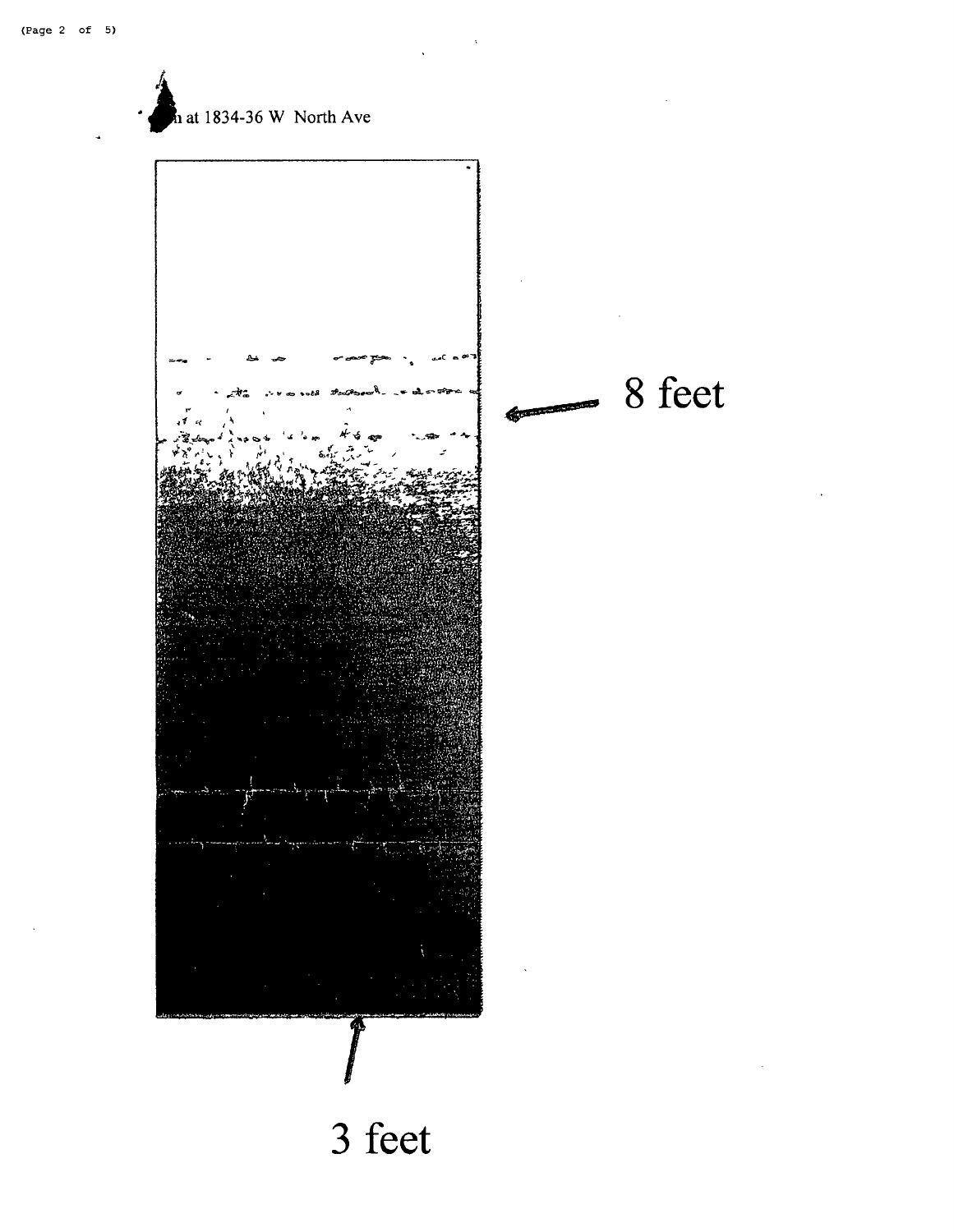n at 1834-36 W North Ave

8 feet

3 feet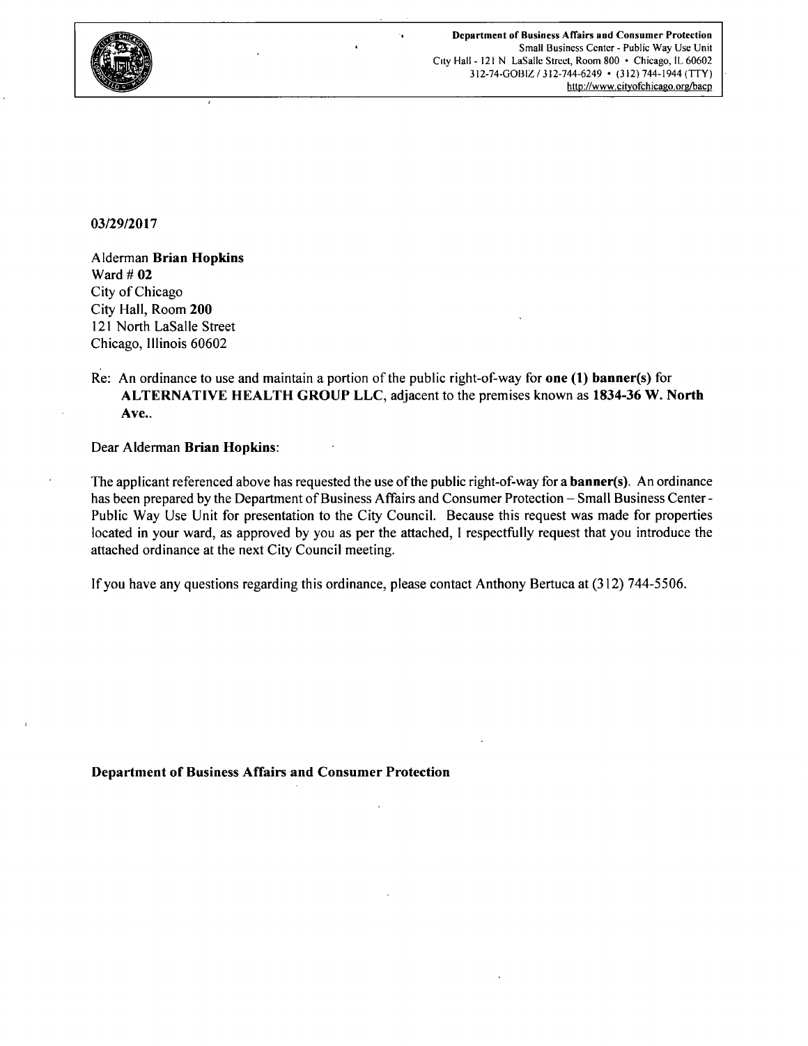**Department of Business Affairs and Consumer Protection**
Small Business Center - Public Way Use Unit
City Hall - 121 N LaSalle Street, Room 800 • Chicago, IL 60602
312-74-GOBIZ / 312-744-6249 • (312) 744-1944 (TTY)
http://www.cityofchicago.org/bacp

**03/29/2017**

Alderman **Brian Hopkins**
Ward # **02**
City of Chicago
City Hall, Room **200**
121 North LaSalle Street
Chicago, Illinois 60602

Re: An ordinance to use and maintain a portion of the public right-of-way for **one (1) banner(s)** for **ALTERNATIVE HEALTH GROUP LLC**, adjacent to the premises known as **1834-36 W. North Ave.**.

Dear Alderman **Brian Hopkins**:

The applicant referenced above has requested the use of the public right-of-way for a **banner(s)**. An ordinance has been prepared by the Department of Business Affairs and Consumer Protection – Small Business Center - Public Way Use Unit for presentation to the City Council. Because this request was made for properties located in your ward, as approved by you as per the attached, I respectfully request that you introduce the attached ordinance at the next City Council meeting.

If you have any questions regarding this ordinance, please contact Anthony Bertuca at (312) 744-5506.

**Department of Business Affairs and Consumer Protection**